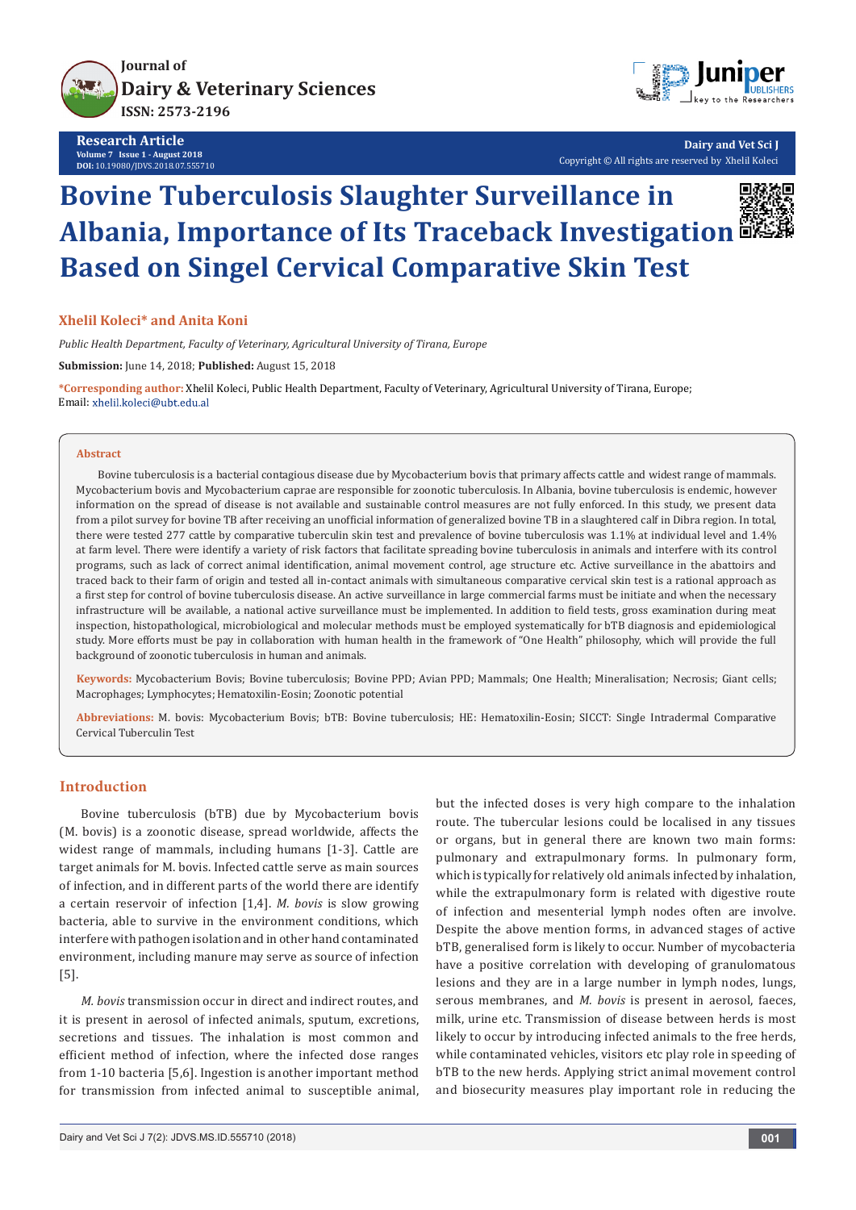# Bovine Tuberculosis Slaughter Surveillance in Albania, Importance of Its Traceback Investigation Based on Singel Cervical Comparative Skin Test

**Xhelil Koleci* and Anita Koni**

*Public Health Department, Faculty of Veterinary, Agricultural University of Tirana, Europe*

**Submission:** June 14, 2018; **Published:** August 15, 2018

***Corresponding author:** Xhelil Koleci, Public Health Department, Faculty of Veterinary, Agricultural University of Tirana, Europe; Email: xhelil.koleci@ubt.edu.al

## Abstract

Bovine tuberculosis is a bacterial contagious disease due by Mycobacterium bovis that primary affects cattle and widest range of mammals. Mycobacterium bovis and Mycobacterium caprae are responsible for zoonotic tuberculosis. In Albania, bovine tuberculosis is endemic, however information on the spread of disease is not available and sustainable control measures are not fully enforced. In this study, we present data from a pilot survey for bovine TB after receiving an unofficial information of generalized bovine TB in a slaughtered calf in Dibra region. In total, there were tested 277 cattle by comparative tuberculin skin test and prevalence of bovine tuberculosis was 1.1% at individual level and 1.4% at farm level. There were identify a variety of risk factors that facilitate spreading bovine tuberculosis in animals and interfere with its control programs, such as lack of correct animal identification, animal movement control, age structure etc. Active surveillance in the abattoirs and traced back to their farm of origin and tested all in-contact animals with simultaneous comparative cervical skin test is a rational approach as a first step for control of bovine tuberculosis disease. An active surveillance in large commercial farms must be initiate and when the necessary infrastructure will be available, a national active surveillance must be implemented. In addition to field tests, gross examination during meat inspection, histopathological, microbiological and molecular methods must be employed systematically for bTB diagnosis and epidemiological study. More efforts must be pay in collaboration with human health in the framework of "One Health" philosophy, which will provide the full background of zoonotic tuberculosis in human and animals.

**Keywords:** Mycobacterium Bovis; Bovine tuberculosis; Bovine PPD; Avian PPD; Mammals; One Health; Mineralisation; Necrosis; Giant cells; Macrophages; Lymphocytes; Hematoxilin-Eosin; Zoonotic potential

**Abbreviations:** M. bovis: Mycobacterium Bovis; bTB: Bovine tuberculosis; HE: Hematoxilin-Eosin; SICCT: Single Intradermal Comparative Cervical Tuberculin Test

## Introduction

Bovine tuberculosis (bTB) due by Mycobacterium bovis (M. bovis) is a zoonotic disease, spread worldwide, affects the widest range of mammals, including humans [1-3]. Cattle are target animals for M. bovis. Infected cattle serve as main sources of infection, and in different parts of the world there are identify a certain reservoir of infection [1,4]. *M. bovis* is slow growing bacteria, able to survive in the environment conditions, which interfere with pathogen isolation and in other hand contaminated environment, including manure may serve as source of infection [5].

*M. bovis* transmission occur in direct and indirect routes, and it is present in aerosol of infected animals, sputum, excretions, secretions and tissues. The inhalation is most common and efficient method of infection, where the infected dose ranges from 1-10 bacteria [5,6]. Ingestion is another important method for transmission from infected animal to susceptible animal, but the infected doses is very high compare to the inhalation route. The tubercular lesions could be localised in any tissues or organs, but in general there are known two main forms: pulmonary and extrapulmonary forms. In pulmonary form, which is typically for relatively old animals infected by inhalation, while the extrapulmonary form is related with digestive route of infection and mesenterial lymph nodes often are involve. Despite the above mention forms, in advanced stages of active bTB, generalised form is likely to occur. Number of mycobacteria have a positive correlation with developing of granulomatous lesions and they are in a large number in lymph nodes, lungs, serous membranes, and *M. bovis* is present in aerosol, faeces, milk, urine etc. Transmission of disease between herds is most likely to occur by introducing infected animals to the free herds, while contaminated vehicles, visitors etc play role in speeding of bTB to the new herds. Applying strict animal movement control and biosecurity measures play important role in reducing the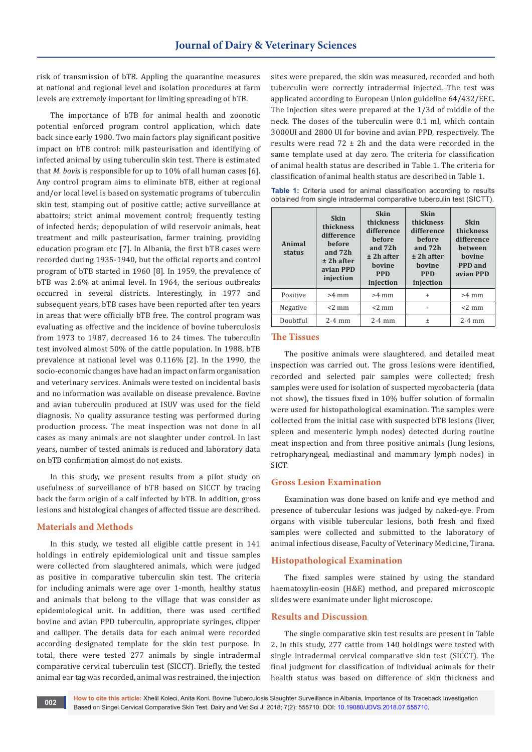risk of transmission of bTB. Appling the quarantine measures at national and regional level and isolation procedures at farm levels are extremely important for limiting spreading of bTB.

The importance of bTB for animal health and zoonotic potential enforced program control application, which date back since early 1900. Two main factors play significant positive impact on bTB control: milk pasteurisation and identifying of infected animal by using tuberculin skin test. There is estimated that *M. bovis* is responsible for up to 10% of all human cases [6]. Any control program aims to eliminate bTB, either at regional and/or local level is based on systematic programs of tuberculin skin test, stamping out of positive cattle; active surveillance at abattoirs; strict animal movement control; frequently testing of infected herds; depopulation of wild reservoir animals, heat treatment and milk pasteurisation, farmer training, providing education program etc [7]. In Albania, the first bTB cases were recorded during 1935-1940, but the official reports and control program of bTB started in 1960 [8]. In 1959, the prevalence of bTB was 2.6% at animal level. In 1964, the serious outbreaks occurred in several districts. Interestingly, in 1977 and subsequent years, bTB cases have been reported after ten years in areas that were officially bTB free. The control program was evaluating as effective and the incidence of bovine tuberculosis from 1973 to 1987, decreased 16 to 24 times. The tuberculin test involved almost 50% of the cattle population. In 1988, bTB prevalence at national level was 0.116% [2]. In the 1990, the socio-economic changes have had an impact on farm organisation and veterinary services. Animals were tested on incidental basis and no information was available on disease prevalence. Bovine and avian tuberculin produced at ISUV was used for the field diagnosis. No quality assurance testing was performed during production process. The meat inspection was not done in all cases as many animals are not slaughter under control. In last years, number of tested animals is reduced and laboratory data on bTB confirmation almost do not exists.

In this study, we present results from a pilot study on usefulness of surveillance of bTB based on SICCT by tracing back the farm origin of a calf infected by bTB. In addition, gross lesions and histological changes of affected tissue are described.

## Materials and Methods

In this study, we tested all eligible cattle present in 141 holdings in entirely epidemiological unit and tissue samples were collected from slaughtered animals, which were judged as positive in comparative tuberculin skin test. The criteria for including animals were age over 1-month, healthy status and animals that belong to the village that was consider as epidemiological unit. In addition, there was used certified bovine and avian PPD tuberculin, appropriate syringes, clipper and calliper. The details data for each animal were recorded according designated template for the skin test purpose. In total, there were tested 277 animals by single intradermal comparative cervical tuberculin test (SICCT). Briefly, the tested animal ear tag was recorded, animal was restrained, the injection sites were prepared, the skin was measured, recorded and both tuberculin were correctly intradermal injected. The test was applicated according to European Union guideline 64/432/EEC. The injection sites were prepared at the 1/3d of middle of the neck. The doses of the tuberculin were 0.1 ml, which contain 3000UI and 2800 UI for bovine and avian PPD, respectively. The results were read 72 ± 2h and the data were recorded in the same template used at day zero. The criteria for classification of animal health status are described in Table 1. The criteria for classification of animal health status are described in Table 1.

**Table 1:** Criteria used for animal classification according to results obtained from single intradermal comparative tuberculin test (SICTT).

| Animal status | Skin thickness difference before and 72h ± 2h after avian PPD injection | Skin thickness difference before and 72h ± 2h after bovine PPD injection | Skin thickness difference before and 72h ± 2h after bovine PPD injection | Skin thickness difference between bovine PPD and avian PPD |
|---|---|---|---|---|
| Positive | >4 mm | >4 mm | + | >4 mm |
| Negative | <2 mm | <2 mm | - | <2 mm |
| Doubtful | 2-4 mm | 2-4 mm | ± | 2-4 mm |

## The Tissues

The positive animals were slaughtered, and detailed meat inspection was carried out. The gross lesions were identified, recorded and selected pair samples were collected; fresh samples were used for isolation of suspected mycobacteria (data not show), the tissues fixed in 10% buffer solution of formalin were used for histopathological examination. The samples were collected from the initial case with suspected bTB lesions (liver, spleen and mesenteric lymph nodes) detected during routine meat inspection and from three positive animals (lung lesions, retropharyngeal, mediastinal and mammary lymph nodes) in SICT.

## Gross Lesion Examination

Examination was done based on knife and eye method and presence of tubercular lesions was judged by naked-eye. From organs with visible tubercular lesions, both fresh and fixed samples were collected and submitted to the laboratory of animal infectious disease, Faculty of Veterinary Medicine, Tirana.

## Histopathological Examination

The fixed samples were stained by using the standard haematoxylin-eosin (H&E) method, and prepared microscopic slides were exanimate under light microscope.

## Results and Discussion

The single comparative skin test results are present in Table 2. In this study, 277 cattle from 140 holdings were tested with single intradermal cervical comparative skin test (SICCT). The final judgment for classification of individual animals for their health status was based on difference of skin thickness and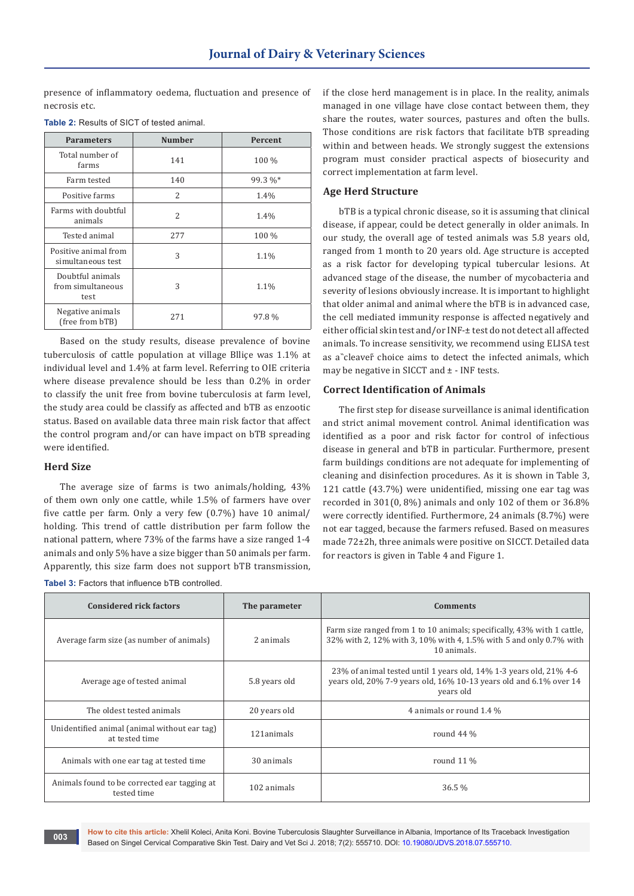presence of inflammatory oedema, fluctuation and presence of necrosis etc.

**Table 2:** Results of SICT of tested animal.

| Parameters | Number | Percent |
|---|---|---|
| Total number of farms | 141 | 100 % |
| Farm tested | 140 | 99.3 %* |
| Positive farms | 2 | 1.4% |
| Farms with doubtful animals | 2 | 1.4% |
| Tested animal | 277 | 100 % |
| Positive animal from simultaneous test | 3 | 1.1% |
| Doubtful animals from simultaneous test | 3 | 1.1% |
| Negative animals (free from bTB) | 271 | 97.8 % |

Based on the study results, disease prevalence of bovine tuberculosis of cattle population at village Blliçe was 1.1% at individual level and 1.4% at farm level. Referring to OIE criteria where disease prevalence should be less than 0.2% in order to classify the unit free from bovine tuberculosis at farm level, the study area could be classify as affected and bTB as enzootic status. Based on available data three main risk factor that affect the control program and/or can have impact on bTB spreading were identified.

### Herd Size

The average size of farms is two animals/holding, 43% of them own only one cattle, while 1.5% of farmers have over five cattle per farm. Only a very few (0.7%) have 10 animal/holding. This trend of cattle distribution per farm follow the national pattern, where 73% of the farms have a size ranged 1-4 animals and only 5% have a size bigger than 50 animals per farm. Apparently, this size farm does not support bTB transmission, if the close herd management is in place. In the reality, animals managed in one village have close contact between them, they share the routes, water sources, pastures and often the bulls. Those conditions are risk factors that facilitate bTB spreading within and between heads. We strongly suggest the extensions program must consider practical aspects of biosecurity and correct implementation at farm level.

### Age Herd Structure

bTB is a typical chronic disease, so it is assuming that clinical disease, if appear, could be detect generally in older animals. In our study, the overall age of tested animals was 5.8 years old, ranged from 1 month to 20 years old. Age structure is accepted as a risk factor for developing typical tubercular lesions. At advanced stage of the disease, the number of mycobacteria and severity of lesions obviously increase. It is important to highlight that older animal and animal where the bTB is in advanced case, the cell mediated immunity response is affected negatively and either official skin test and/or INF-± test do not detect all affected animals. To increase sensitivity, we recommend using ELISA test as a˝cleaver˝ choice aims to detect the infected animals, which may be negative in SICCT and ± - INF tests.

### Correct Identification of Animals

The first step for disease surveillance is animal identification and strict animal movement control. Animal identification was identified as a poor and risk factor for control of infectious disease in general and bTB in particular. Furthermore, present farm buildings conditions are not adequate for implementing of cleaning and disinfection procedures. As it is shown in Table 3, 121 cattle (43.7%) were unidentified, missing one ear tag was recorded in 301(0, 8%) animals and only 102 of them or 36.8% were correctly identified. Furthermore, 24 animals (8.7%) were not ear tagged, because the farmers refused. Based on measures made 72±2h, three animals were positive on SICCT. Detailed data for reactors is given in Table 4 and Figure 1.

**Tabel 3:** Factors that influence bTB controlled.

| Considered rick factors | The parameter | Comments |
|---|---|---|
| Average farm size (as number of animals) | 2 animals | Farm size ranged from 1 to 10 animals; specifically, 43% with 1 cattle, 32% with 2, 12% with 3, 10% with 4, 1.5% with 5 and only 0.7% with 10 animals. |
| Average age of tested animal | 5.8 years old | 23% of animal tested until 1 years old, 14% 1-3 years old, 21% 4-6 years old, 20% 7-9 years old, 16% 10-13 years old and 6.1% over 14 years old |
| The oldest tested animals | 20 years old | 4 animals or round 1.4 % |
| Unidentified animal (animal without ear tag) at tested time | 121animals | round 44 % |
| Animals with one ear tag at tested time | 30 animals | round 11 % |
| Animals found to be corrected ear tagging at tested time | 102 animals | 36.5 % |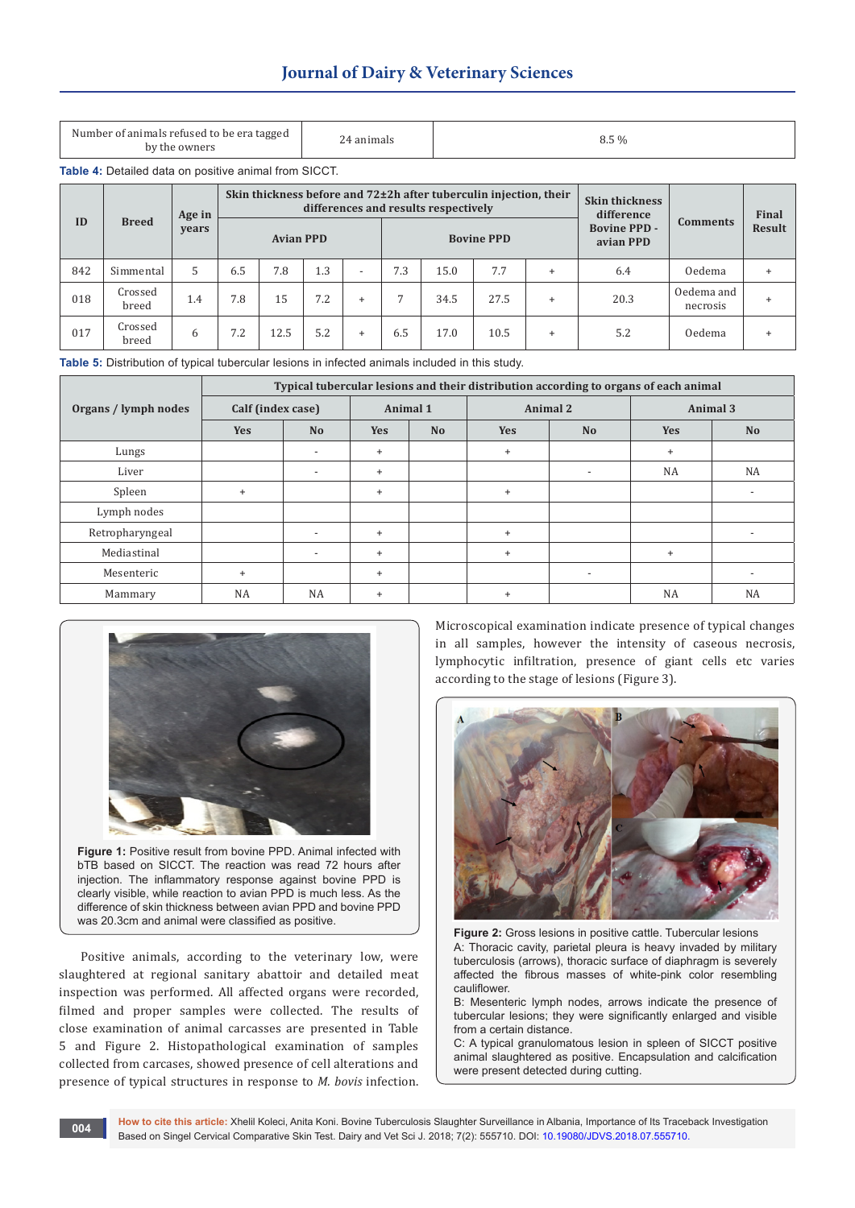| Number of animals refused to be era tagged by the owners | 24 animals | 8.5 % |
|---|---|---|

**Table 4:** Detailed data on positive animal from SICCT.

| ID | Breed | Age in years | Skin thickness before and 72±2h after tuberculin injection, their differences and results respectively | | | | | | | | Skin thickness difference Bovine PPD - avian PPD | Comments | Final Result |
|---|---|---|---|---|---|---|---|---|---|---|---|---|---|
| | | | Avian PPD | | | | Bovine PPD | | | | | | |
| 842 | Simmental | 5 | 6.5 | 7.8 | 1.3 | - | 7.3 | 15.0 | 7.7 | + | 6.4 | Oedema | + |
| 018 | Crossed breed | 1.4 | 7.8 | 15 | 7.2 | + | 7 | 34.5 | 27.5 | + | 20.3 | Oedema and necrosis | + |
| 017 | Crossed breed | 6 | 7.2 | 12.5 | 5.2 | + | 6.5 | 17.0 | 10.5 | + | 5.2 | Oedema | + |

**Table 5:** Distribution of typical tubercular lesions in infected animals included in this study.

| Organs / lymph nodes | Typical tubercular lesions and their distribution according to organs of each animal | | | | | | | |
|---|---|---|---|---|---|---|---|---|
| | Calf (index case) | | Animal 1 | | Animal 2 | | Animal 3 | |
| | Yes | No | Yes | No | Yes | No | Yes | No |
| Lungs | | - | + | | + | | + | |
| Liver | | - | + | | | - | NA | NA |
| Spleen | + | | + | | + | | | - |
| Lymph nodes | | | | | | | | |
| Retropharyngeal | | - | + | | + | | | - |
| Mediastinal | | - | + | | + | | + | |
| Mesenteric | + | | + | | | - | | - |
| Mammary | NA | NA | + | | + | | NA | NA |

**Figure 1:** Positive result from bovine PPD. Animal infected with bTB based on SICCT. The reaction was read 72 hours after injection. The inflammatory response against bovine PPD is clearly visible, while reaction to avian PPD is much less. As the difference of skin thickness between avian PPD and bovine PPD was 20.3cm and animal were classified as positive.

Positive animals, according to the veterinary low, were slaughtered at regional sanitary abattoir and detailed meat inspection was performed. All affected organs were recorded, filmed and proper samples were collected. The results of close examination of animal carcasses are presented in Table 5 and Figure 2. Histopathological examination of samples collected from carcasses, showed presence of cell alterations and presence of typical structures in response to *M. bovis* infection.

Microscopical examination indicate presence of typical changes in all samples, however the intensity of caseous necrosis, lymphocytic infiltration, presence of giant cells etc varies according to the stage of lesions (Figure 3).

**Figure 2:** Gross lesions in positive cattle. Tubercular lesions
A: Thoracic cavity, parietal pleura is heavy invaded by military tuberculosis (arrows), thoracic surface of diaphragm is severely affected the fibrous masses of white-pink color resembling cauliflower.
B: Mesenteric lymph nodes, arrows indicate the presence of tubercular lesions; they were significantly enlarged and visible from a certain distance.
C: A typical granulomatous lesion in spleen of SICCT positive animal slaughtered as positive. Encapsulation and calcification were present detected during cutting.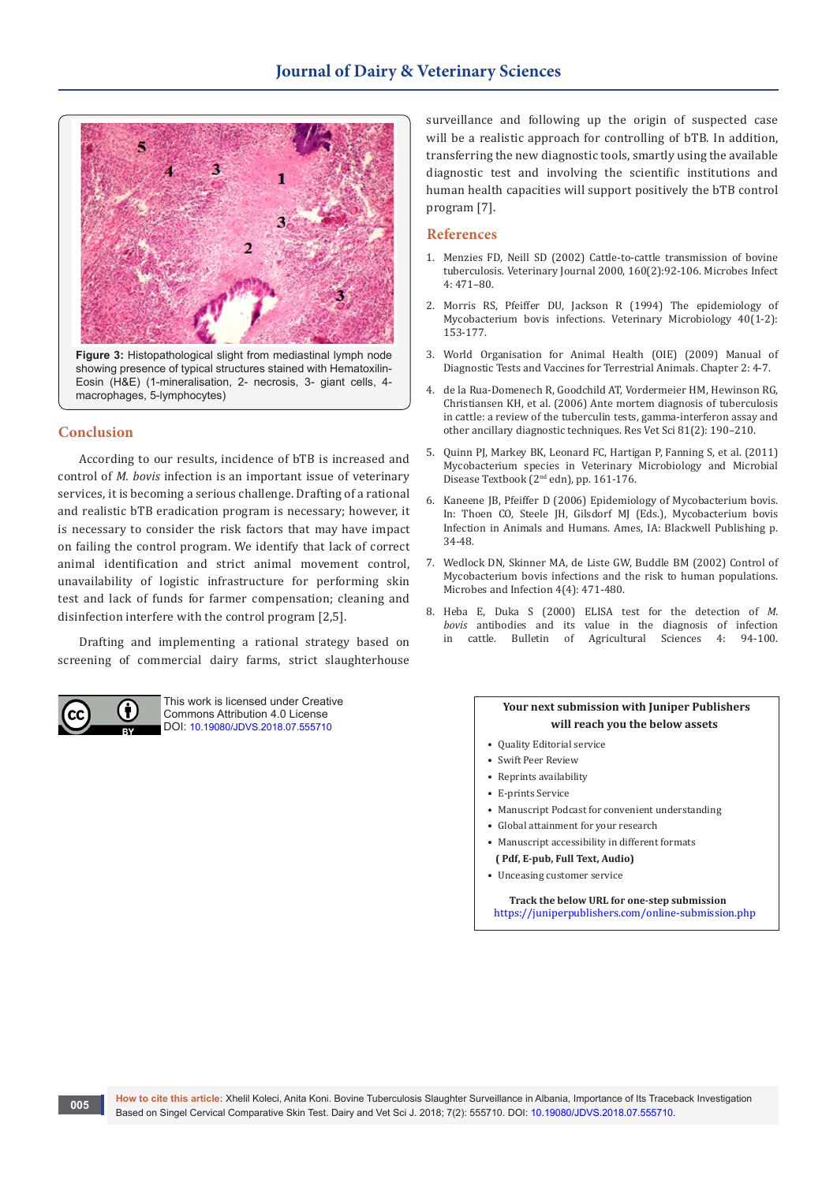**Figure 3:** Histopathological slight from mediastinal lymph node showing presence of typical structures stained with Hematoxilin-Eosin (H&E) (1-mineralisation, 2- necrosis, 3- giant cells, 4-macrophages, 5-lymphocytes)

## Conclusion

According to our results, incidence of bTB is increased and control of *M. bovis* infection is an important issue of veterinary services, it is becoming a serious challenge. Drafting of a rational and realistic bTB eradication program is necessary; however, it is necessary to consider the risk factors that may have impact on failing the control program. We identify that lack of correct animal identification and strict animal movement control, unavailability of logistic infrastructure for performing skin test and lack of funds for farmer compensation; cleaning and disinfection interfere with the control program [2,5].

Drafting and implementing a rational strategy based on screening of commercial dairy farms, strict slaughterhouse surveillance and following up the origin of suspected case will be a realistic approach for controlling of bTB. In addition, transferring the new diagnostic tools, smartly using the available diagnostic test and involving the scientific institutions and human health capacities will support positively the bTB control program [7].

## References

1. Menzies FD, Neill SD (2002) Cattle-to-cattle transmission of bovine tuberculosis. Veterinary Journal 2000, 160(2):92-106. Microbes Infect 4: 471–80.
2. Morris RS, Pfeiffer DU, Jackson R (1994) The epidemiology of Mycobacterium bovis infections. Veterinary Microbiology 40(1-2): 153-177.
3. World Organisation for Animal Health (OIE) (2009) Manual of Diagnostic Tests and Vaccines for Terrestrial Animals. Chapter 2: 4-7.
4. de la Rua-Domenech R, Goodchild AT, Vordermeier HM, Hewinson RG, Christiansen KH, et al. (2006) Ante mortem diagnosis of tuberculosis in cattle: a review of the tuberculin tests, gamma-interferon assay and other ancillary diagnostic techniques. Res Vet Sci 81(2): 190–210.
5. Quinn PJ, Markey BK, Leonard FC, Hartigan P, Fanning S, et al. (2011) Mycobacterium species in Veterinary Microbiology and Microbial Disease Textbook (2nd edn), pp. 161-176.
6. Kaneene JB, Pfeiffer D (2006) Epidemiology of Mycobacterium bovis. In: Thoen CO, Steele JH, Gilsdorf MJ (Eds.), Mycobacterium bovis Infection in Animals and Humans. Ames, IA: Blackwell Publishing p. 34-48.
7. Wedlock DN, Skinner MA, de Liste GW, Buddle BM (2002) Control of Mycobacterium bovis infections and the risk to human populations. Microbes and Infection 4(4): 471-480.
8. Heba E, Duka S (2000) ELISA test for the detection of *M. bovis* antibodies and its value in the diagnosis of infection in cattle. Bulletin of Agricultural Sciences 4: 94-100.

This work is licensed under Creative Commons Attribution 4.0 License
DOI: 10.19080/JDVS.2018.07.555710

**Your next submission with Juniper Publishers will reach you the below assets**

- Quality Editorial service
- Swift Peer Review
- Reprints availability
- E-prints Service
- Manuscript Podcast for convenient understanding
- Global attainment for your research
- Manuscript accessibility in different formats
  **( Pdf, E-pub, Full Text, Audio)**
- Unceasing customer service

**Track the below URL for one-step submission**
https://juniperpublishers.com/online-submission.php

**How to cite this article:** Xhelil Koleci, Anita Koni. Bovine Tuberculosis Slaughter Surveillance in Albania, Importance of Its Traceback Investigation Based on Singel Cervical Comparative Skin Test. Dairy and Vet Sci J. 2018; 7(2): 555710. DOI: 10.19080/JDVS.2018.07.555710.